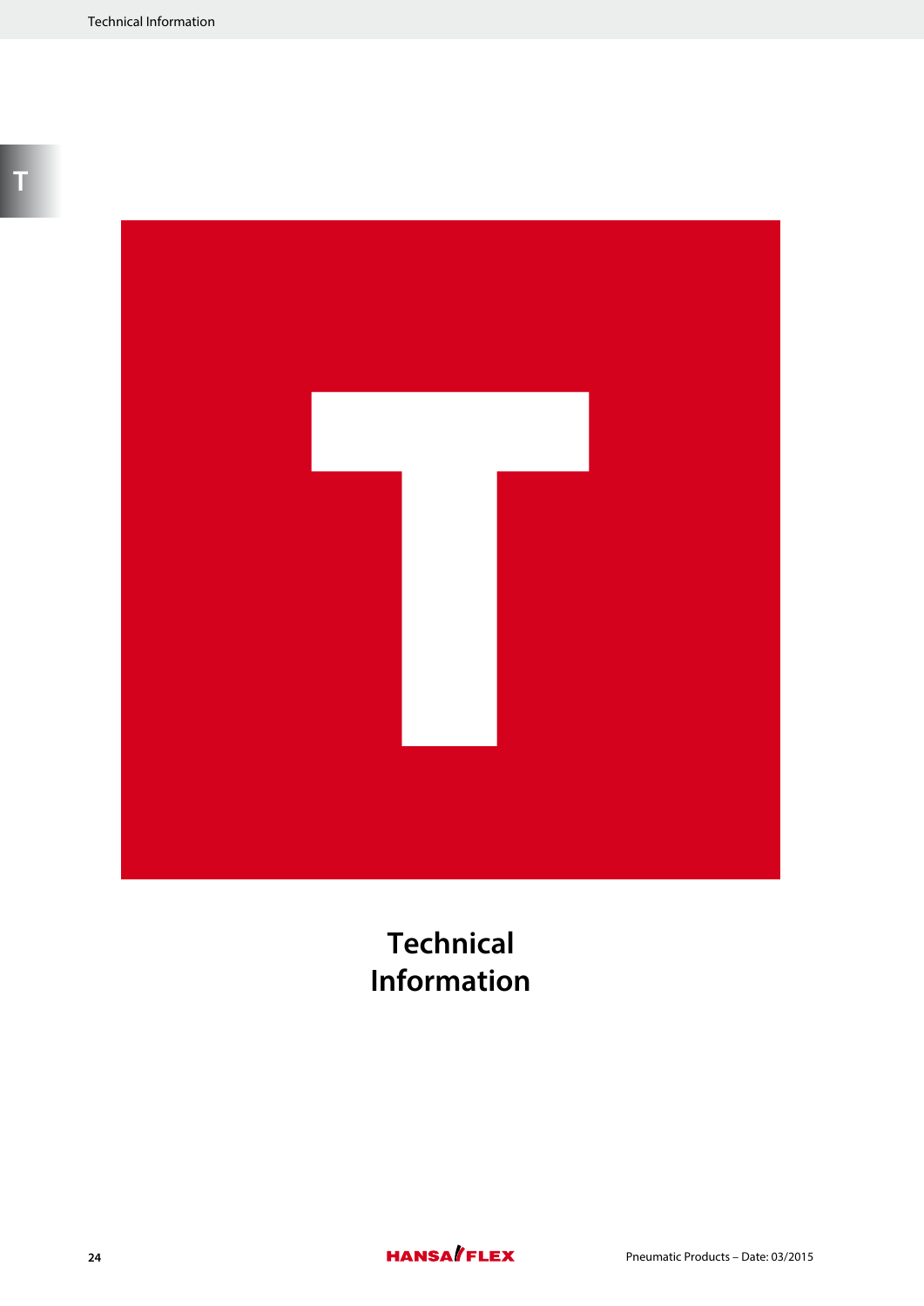# Technical Information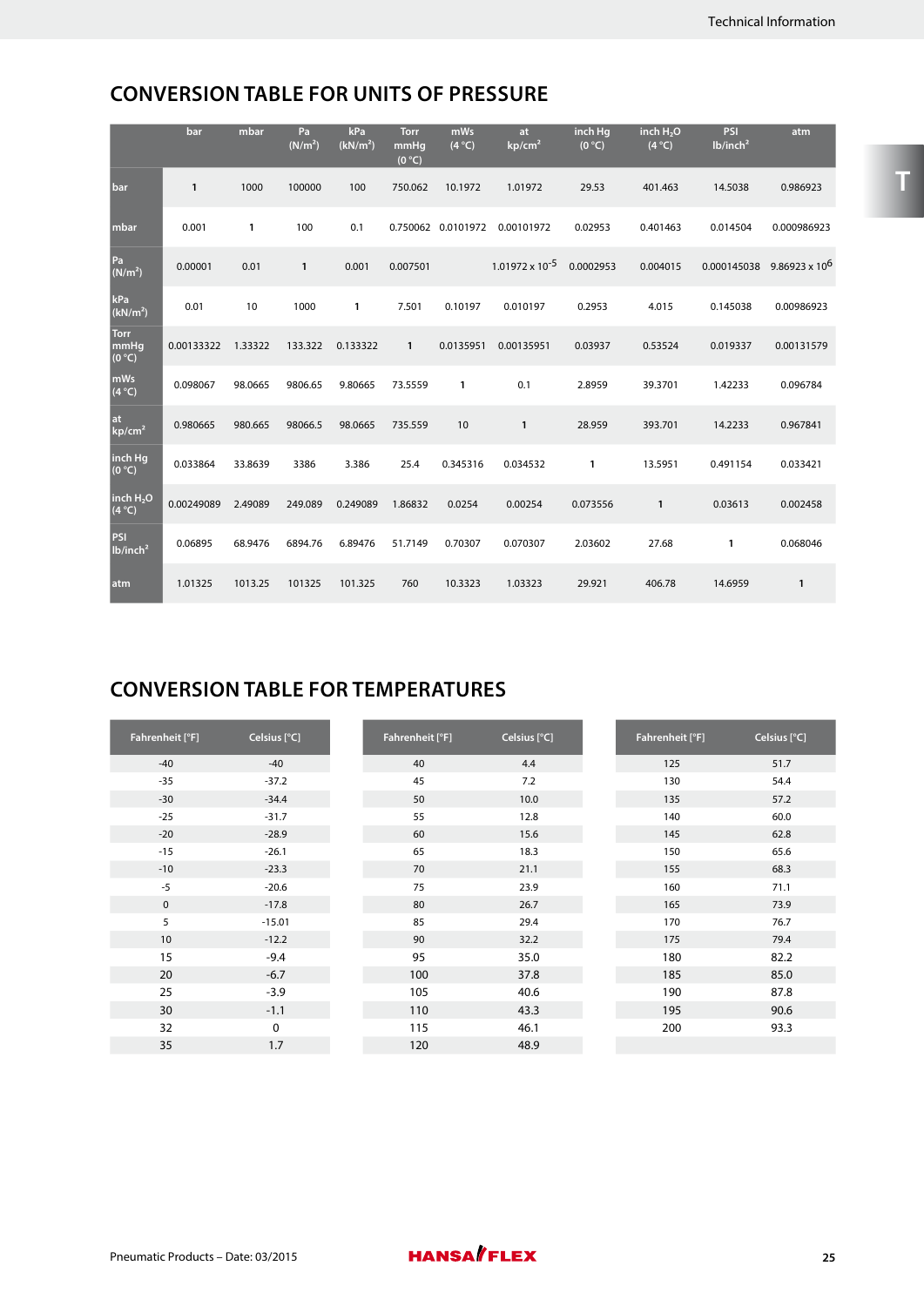## CONVERSION TABLE FOR UNITS OF PRESSURE

| | bar | mbar | Pa ($N/m^2$) | kPa ($kN/m^2$) | Torr mmHg (0 °C) | mWs (4 °C) | at kp/cm² | inch Hg (0 °C) | inch $H_2O$ (4 °C) | PSI lb/inch² | atm |
|---|---|---|---|---|---|---|---|---|---|---|---|
| bar | **1** | 1000 | 100000 | 100 | 750.062 | 10.1972 | 1.01972 | 29.53 | 401.463 | 14.5038 | 0.986923 |
| mbar | 0.001 | **1** | 100 | 0.1 | 0.750062 | 0.0101972 | 0.00101972 | 0.02953 | 0.401463 | 0.014504 | 0.000986923 |
| Pa ($N/m^2$) | 0.00001 | 0.01 | **1** | 0.001 | 0.007501 | | $1.01972 \times 10^{-5}$ | 0.0002953 | 0.004015 | 0.000145038 | $9.86923 \times 10^{6}$ |
| kPa ($kN/m^2$) | 0.01 | 10 | 1000 | **1** | 7.501 | 0.10197 | 0.010197 | 0.2953 | 4.015 | 0.145038 | 0.00986923 |
| Torr mmHg (0 °C) | 0.00133322 | 1.33322 | 133.322 | 0.133322 | **1** | 0.0135951 | 0.00135951 | 0.03937 | 0.53524 | 0.019337 | 0.00131579 |
| mWs (4 °C) | 0.098067 | 98.0665 | 9806.65 | 9.80665 | 73.5559 | **1** | 0.1 | 2.8959 | 39.3701 | 1.42233 | 0.096784 |
| at kp/cm² | 0.980665 | 980.665 | 98066.5 | 98.0665 | 735.559 | 10 | **1** | 28.959 | 393.701 | 14.2233 | 0.967841 |
| inch Hg (0 °C) | 0.033864 | 33.8639 | 3386 | 3.386 | 25.4 | 0.345316 | 0.034532 | **1** | 13.5951 | 0.491154 | 0.033421 |
| inch $H_2O$ (4 °C) | 0.00249089 | 2.49089 | 249.089 | 0.249089 | 1.86832 | 0.0254 | 0.00254 | 0.073556 | **1** | 0.03613 | 0.002458 |
| PSI lb/inch² | 0.06895 | 68.9476 | 6894.76 | 6.89476 | 51.7149 | 0.70307 | 0.070307 | 2.03602 | 27.68 | **1** | 0.068046 |
| atm | 1.01325 | 1013.25 | 101325 | 101.325 | 760 | 10.3323 | 1.03323 | 29.921 | 406.78 | 14.6959 | **1** |

## CONVERSION TABLE FOR TEMPERATURES

| Fahrenheit [°F] | Celsius [°C] |
|---|---|
| -40 | -40 |
| -35 | -37.2 |
| -30 | -34.4 |
| -25 | -31.7 |
| -20 | -28.9 |
| -15 | -26.1 |
| -10 | -23.3 |
| -5 | -20.6 |
| 0 | -17.8 |
| 5 | -15.01 |
| 10 | -12.2 |
| 15 | -9.4 |
| 20 | -6.7 |
| 25 | -3.9 |
| 30 | -1.1 |
| 32 | 0 |
| 35 | 1.7 |

| Fahrenheit [°F] | Celsius [°C] |
|---|---|
| 40 | 4.4 |
| 45 | 7.2 |
| 50 | 10.0 |
| 55 | 12.8 |
| 60 | 15.6 |
| 65 | 18.3 |
| 70 | 21.1 |
| 75 | 23.9 |
| 80 | 26.7 |
| 85 | 29.4 |
| 90 | 32.2 |
| 95 | 35.0 |
| 100 | 37.8 |
| 105 | 40.6 |
| 110 | 43.3 |
| 115 | 46.1 |
| 120 | 48.9 |

| Fahrenheit [°F] | Celsius [°C] |
|---|---|
| 125 | 51.7 |
| 130 | 54.4 |
| 135 | 57.2 |
| 140 | 60.0 |
| 145 | 62.8 |
| 150 | 65.6 |
| 155 | 68.3 |
| 160 | 71.1 |
| 165 | 73.9 |
| 170 | 76.7 |
| 175 | 79.4 |
| 180 | 82.2 |
| 185 | 85.0 |
| 190 | 87.8 |
| 195 | 90.6 |
| 200 | 93.3 |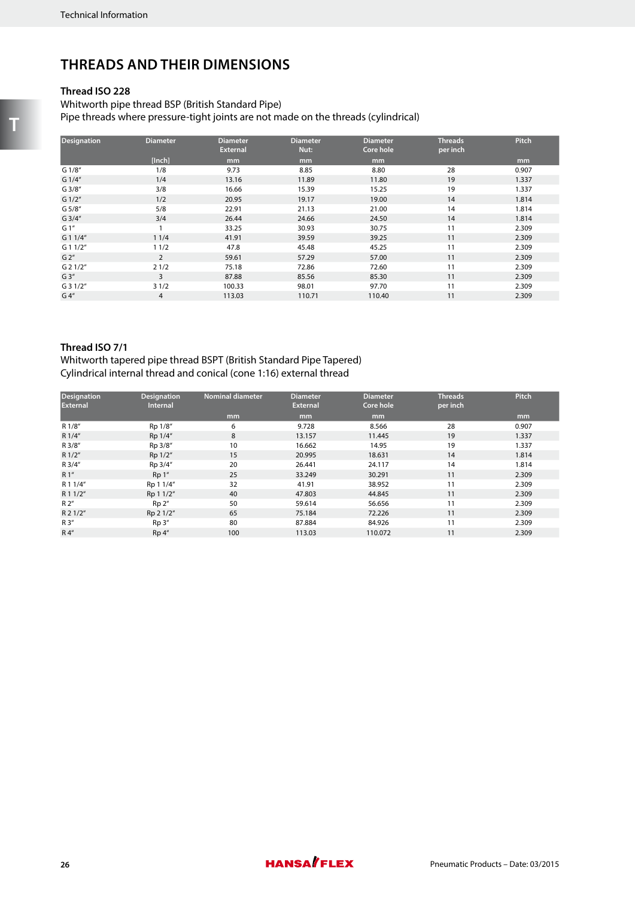# THREADS AND THEIR DIMENSIONS

### Thread ISO 228

Whitworth pipe thread BSP (British Standard Pipe)
Pipe threads where pressure-tight joints are not made on the threads (cylindrical)

| Designation | Diameter | Diameter External | Diameter Nut: | Diameter Core hole | Threads per inch | Pitch |
|---|---|---|---|---|---|---|
| | [Inch] | mm | mm | mm | | mm |
| G 1/8" | 1/8 | 9.73 | 8.85 | 8.80 | 28 | 0.907 |
| G 1/4" | 1/4 | 13.16 | 11.89 | 11.80 | 19 | 1.337 |
| G 3/8" | 3/8 | 16.66 | 15.39 | 15.25 | 19 | 1.337 |
| G 1/2" | 1/2 | 20.95 | 19.17 | 19.00 | 14 | 1.814 |
| G 5/8" | 5/8 | 22.91 | 21.13 | 21.00 | 14 | 1.814 |
| G 3/4" | 3/4 | 26.44 | 24.66 | 24.50 | 14 | 1.814 |
| G 1" | 1 | 33.25 | 30.93 | 30.75 | 11 | 2.309 |
| G 1 1/4" | 1 1/4 | 41.91 | 39.59 | 39.25 | 11 | 2.309 |
| G 1 1/2" | 1 1/2 | 47.8 | 45.48 | 45.25 | 11 | 2.309 |
| G 2" | 2 | 59.61 | 57.29 | 57.00 | 11 | 2.309 |
| G 2 1/2" | 2 1/2 | 75.18 | 72.86 | 72.60 | 11 | 2.309 |
| G 3" | 3 | 87.88 | 85.56 | 85.30 | 11 | 2.309 |
| G 3 1/2" | 3 1/2 | 100.33 | 98.01 | 97.70 | 11 | 2.309 |
| G 4" | 4 | 113.03 | 110.71 | 110.40 | 11 | 2.309 |

### Thread ISO 7/1

Whitworth tapered pipe thread BSPT (British Standard Pipe Tapered)
Cylindrical internal thread and conical (cone 1:16) external thread

| Designation External | Designation Internal | Nominal diameter | Diameter External | Diameter Core hole | Threads per inch | Pitch |
|---|---|---|---|---|---|---|
| | | mm | mm | mm | | mm |
| R 1/8" | Rp 1/8" | 6 | 9.728 | 8.566 | 28 | 0.907 |
| R 1/4" | Rp 1/4" | 8 | 13.157 | 11.445 | 19 | 1.337 |
| R 3/8" | Rp 3/8" | 10 | 16.662 | 14.95 | 19 | 1.337 |
| R 1/2" | Rp 1/2" | 15 | 20.995 | 18.631 | 14 | 1.814 |
| R 3/4" | Rp 3/4" | 20 | 26.441 | 24.117 | 14 | 1.814 |
| R 1" | Rp 1" | 25 | 33.249 | 30.291 | 11 | 2.309 |
| R 1 1/4" | Rp 1 1/4" | 32 | 41.91 | 38.952 | 11 | 2.309 |
| R 1 1/2" | Rp 1 1/2" | 40 | 47.803 | 44.845 | 11 | 2.309 |
| R 2" | Rp 2" | 50 | 59.614 | 56.656 | 11 | 2.309 |
| R 2 1/2" | Rp 2 1/2" | 65 | 75.184 | 72.226 | 11 | 2.309 |
| R 3" | Rp 3" | 80 | 87.884 | 84.926 | 11 | 2.309 |
| R 4" | Rp 4" | 100 | 113.03 | 110.072 | 11 | 2.309 |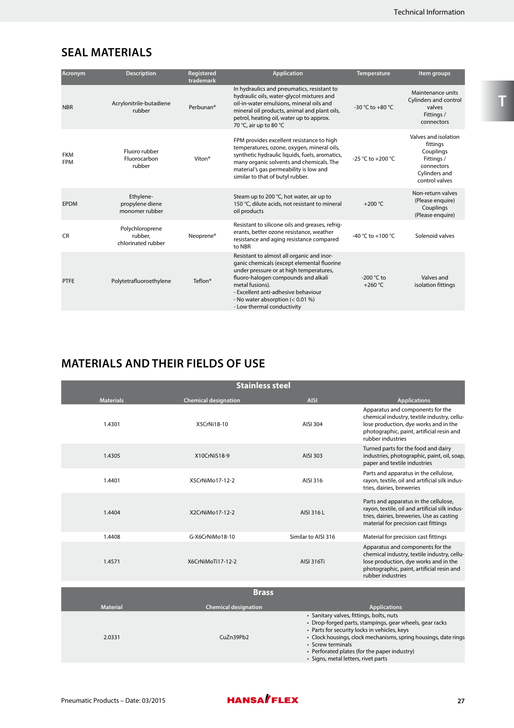## SEAL MATERIALS

| Acronym | Description | Registered trademark | Application | Temperature | Item groups |
|---|---|---|---|---|---|
| NBR | Acrylonitrile-butadiene rubber | Perbunan® | In hydraulics and pneumatics, resistant to hydraulic oils, water-glycol mixtures and oil-in-water emulsions, mineral oils and mineral oil products, animal and plant oils, petrol, heating oil, water up to approx. 70 °C, air up to 80 °C | -30 °C to +80 °C | Maintenance units<br>Cylinders and control valves<br>Fittings / connectors |
| FKM<br>FPM | Fluoro rubber<br>Fluorocarbon rubber | Viton® | FPM provides excellent resistance to high temperatures, ozone, oxygen, mineral oils, synthetic hydraulic liquids, fuels, aromatics, many organic solvents and chemicals. The material's gas permeability is low and similar to that of butyl rubber. | -25 °C to +200 °C | Valves and isolation fittings<br>Couplings<br>Fittings / connectors<br>Cylinders and control valves |
| EPDM | Ethylene-propylene diene monomer rubber | | Steam up to 200 °C, hot water, air up to 150 °C, dilute acids, not resistant to mineral oil products | +200 °C | Non-return valves (Please enquire)<br>Couplings (Please enquire) |
| CR | Polychloroprene rubber, chlorinated rubber | Neoprene® | Resistant to silicone oils and greases, refrigerants, better ozone resistance, weather resistance and aging resistance compared to NBR | -40 °C to +100 °C | Solenoid valves |
| PTFE | Polytetrafluoroethylene | Teflon® | Resistant to almost all organic and inorganic chemicals (except elemental fluorine under pressure or at high temperatures, fluoro-halogen compounds and alkali metal fusions).<br>- Excellent anti-adhesive behaviour<br>- No water absorption (< 0.01 %)<br>- Low thermal conductivity | -200 °C to +260 °C | Valves and isolation fittings |

## MATERIALS AND THEIR FIELDS OF USE

| Stainless steel | | | |
|---|---|---|---|
| **Materials** | **Chemical designation** | **AISI** | **Applications** |
| 1.4301 | X5CrNi18-10 | AISI 304 | Apparatus and components for the chemical industry, textile industry, cellulose production, dye works and in the photographic, paint, artificial resin and rubber industries |
| 1.4305 | X10CrNiS18-9 | AISI 303 | Turned parts for the food and dairy industries, photographic, paint, oil, soap, paper and textile industries |
| 1.4401 | X5CrNiMo17-12-2 | AISI 316 | Parts and apparatus in the cellulose, rayon, textile, oil and artificial silk industries, dairies, breweries |
| 1.4404 | X2CrNiMo17-12-2 | AISI 316 L | Parts and apparatus in the cellulose, rayon, textile, oil and artificial silk industries, dairies, breweries. Use as casting material for precision cast fittings |
| 1.4408 | G-X6CrNiMo18-10 | Similar to AISI 316 | Material for precision cast fittings |
| 1.4571 | X6CrNiMoTi17-12-2 | AISI 316Ti | Apparatus and components for the chemical industry, textile industry, cellulose production, dye works and in the photographic, paint, artificial resin and rubber industries |

| Brass | | |
|---|---|---|
| **Material** | **Chemical designation** | **Applications** |
| 2.0331 | CuZn39Pb2 | • Sanitary valves, fittings, bolts, nuts<br>• Drop-forged parts, stampings, gear wheels, gear racks<br>• Parts for security locks in vehicles, keys<br>• Clock housings, clock mechanisms, spring housings, date rings<br>• Screw terminals<br>• Perforated plates (for the paper industry)<br>• Signs, metal letters, rivet parts |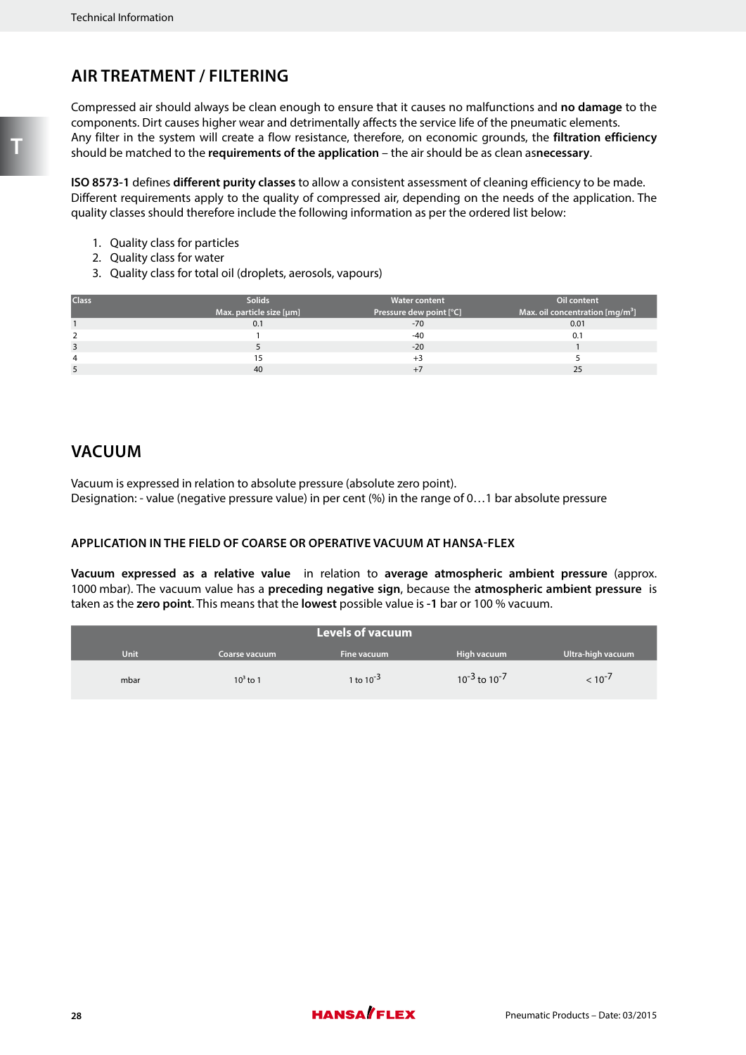## AIR TREATMENT / FILTERING

Compressed air should always be clean enough to ensure that it causes no malfunctions and **no damage** to the components. Dirt causes higher wear and detrimentally affects the service life of the pneumatic elements.
Any filter in the system will create a flow resistance, therefore, on economic grounds, the **filtration efficiency** should be matched to the **requirements of the application** – the air should be as clean as**necessary**.

**ISO 8573-1** defines **different purity classes** to allow a consistent assessment of cleaning efficiency to be made. Different requirements apply to the quality of compressed air, depending on the needs of the application. The quality classes should therefore include the following information as per the ordered list below:

1. Quality class for particles
2. Quality class for water
3. Quality class for total oil (droplets, aerosols, vapours)

| Class | Solids<br>Max. particle size [µm] | Water content<br>Pressure dew point [°C] | Oil content<br>Max. oil concentration [mg/m³] |
|---|---|---|---|
| 1 | 0.1 | -70 | 0.01 |
| 2 | 1 | -40 | 0.1 |
| 3 | 5 | -20 | 1 |
| 4 | 15 | +3 | 5 |
| 5 | 40 | +7 | 25 |

## VACUUM

Vacuum is expressed in relation to absolute pressure (absolute zero point).
Designation: - value (negative pressure value) in per cent (%) in the range of 0…1 bar absolute pressure

### APPLICATION IN THE FIELD OF COARSE OR OPERATIVE VACUUM AT HANSA-FLEX

**Vacuum expressed as a relative value** in relation to **average atmospheric ambient pressure** (approx. 1000 mbar). The vacuum value has a **preceding negative sign**, because the **atmospheric ambient pressure** is taken as the **zero point**. This means that the **lowest** possible value is **-1** bar or 100 % vacuum.

| Levels of vacuum | | | | |
|---|---|---|---|---|
| Unit | Coarse vacuum | Fine vacuum | High vacuum | Ultra-high vacuum |
| mbar | $10^3$ to 1 | 1 to $10^{-3}$ | $10^{-3}$ to $10^{-7}$ | < $10^{-7}$ |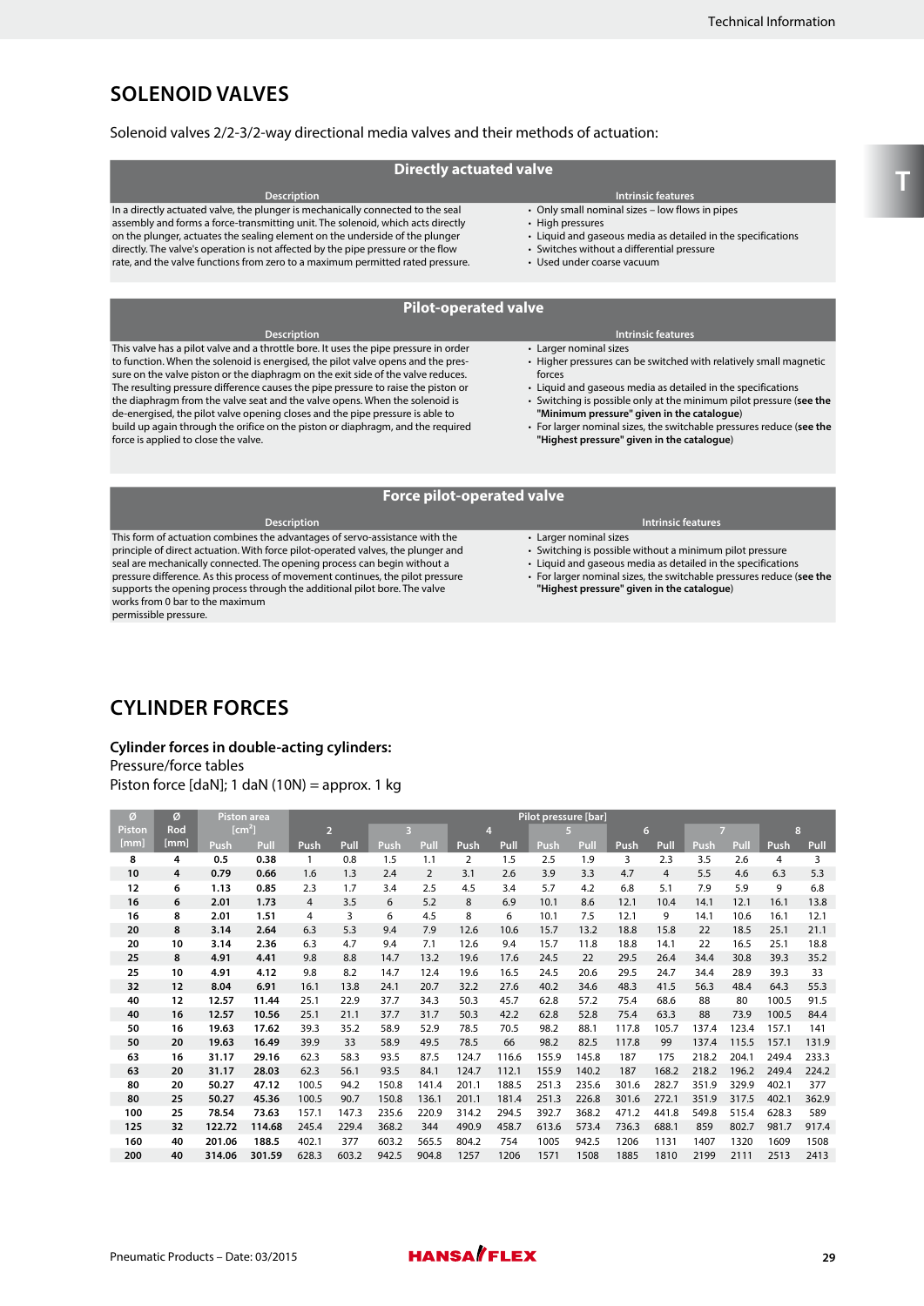# SOLENOID VALVES

Solenoid valves 2/2-3/2-way directional media valves and their methods of actuation:

## Directly actuated valve

| Description | Intrinsic features |
|---|---|
| In a directly actuated valve, the plunger is mechanically connected to the seal assembly and forms a force-transmitting unit. The solenoid, which acts directly on the plunger, actuates the sealing element on the underside of the plunger directly. The valve's operation is not affected by the pipe pressure or the flow rate, and the valve functions from zero to a maximum permitted rated pressure. | • Only small nominal sizes – low flows in pipes<br>• High pressures<br>• Liquid and gaseous media as detailed in the specifications<br>• Switches without a differential pressure<br>• Used under coarse vacuum |

## Pilot-operated valve

| Description | Intrinsic features |
|---|---|
| This valve has a pilot valve and a throttle bore. It uses the pipe pressure in order to function. When the solenoid is energised, the pilot valve opens and the pressure on the valve piston or the diaphragm on the exit side of the valve reduces. The resulting pressure difference causes the pipe pressure to raise the piston or the diaphragm from the valve seat and the valve opens. When the solenoid is de-energised, the pilot valve opening closes and the pipe pressure is able to build up again through the orifice on the piston or diaphragm, and the required force is applied to close the valve. | • Larger nominal sizes<br>• Higher pressures can be switched with relatively small magnetic forces<br>• Liquid and gaseous media as detailed in the specifications<br>• Switching is possible only at the minimum pilot pressure (**see the "Minimum pressure" given in the catalogue**)<br>• For larger nominal sizes, the switchable pressures reduce (**see the "Highest pressure" given in the catalogue**) |

## Force pilot-operated valve

| Description | Intrinsic features |
|---|---|
| This form of actuation combines the advantages of servo-assistance with the principle of direct actuation. With force pilot-operated valves, the plunger and seal are mechanically connected. The opening process can begin without a pressure difference. As this process of movement continues, the pilot pressure supports the opening process through the additional pilot bore. The valve works from 0 bar to the maximum permissible pressure. | • Larger nominal sizes<br>• Switching is possible without a minimum pilot pressure<br>• Liquid and gaseous media as detailed in the specifications<br>• For larger nominal sizes, the switchable pressures reduce (**see the "Highest pressure" given in the catalogue**) |

# CYLINDER FORCES

**Cylinder forces in double-acting cylinders:**

Pressure/force tables

Piston force [daN]; 1 daN (10N) = approx. 1 kg

| Ø Piston [mm] | Ø Rod [mm] | Piston area [cm²] | | Pilot pressure [bar] | | | | | | | | | | | | | |
|---|---|---|---|---|---|---|---|---|---|---|---|---|---|---|---|---|---|
| | | | | 2 | | 3 | | 4 | | 5 | | 6 | | 7 | | 8 | |
| | | Push | Pull | Push | Pull | Push | Pull | Push | Pull | Push | Pull | Push | Pull | Push | Pull | Push | Pull |
| **8** | **4** | **0.5** | **0.38** | 1 | 0.8 | 1.5 | 1.1 | 2 | 1.5 | 2.5 | 1.9 | 3 | 2.3 | 3.5 | 2.6 | 4 | 3 |
| **10** | **4** | **0.79** | **0.66** | 1.6 | 1.3 | 2.4 | 2 | 3.1 | 2.6 | 3.9 | 3.3 | 4.7 | 4 | 5.5 | 4.6 | 6.3 | 5.3 |
| **12** | **6** | **1.13** | **0.85** | 2.3 | 1.7 | 3.4 | 2.5 | 4.5 | 3.4 | 5.7 | 4.2 | 6.8 | 5.1 | 7.9 | 5.9 | 9 | 6.8 |
| **16** | **6** | **2.01** | **1.73** | 4 | 3.5 | 6 | 5.2 | 8 | 6.9 | 10.1 | 8.6 | 12.1 | 10.4 | 14.1 | 12.1 | 16.1 | 13.8 |
| **16** | **8** | **2.01** | **1.51** | 4 | 3 | 6 | 4.5 | 8 | 6 | 10.1 | 7.5 | 12.1 | 9 | 14.1 | 10.6 | 16.1 | 12.1 |
| **20** | **8** | **3.14** | **2.64** | 6.3 | 5.3 | 9.4 | 7.9 | 12.6 | 10.6 | 15.7 | 13.2 | 18.8 | 15.8 | 22 | 18.5 | 25.1 | 21.1 |
| **20** | **10** | **3.14** | **2.36** | 6.3 | 4.7 | 9.4 | 7.1 | 12.6 | 9.4 | 15.7 | 11.8 | 18.8 | 14.1 | 22 | 16.5 | 25.1 | 18.8 |
| **25** | **8** | **4.91** | **4.41** | 9.8 | 8.8 | 14.7 | 13.2 | 19.6 | 17.6 | 24.5 | 22 | 29.5 | 26.4 | 34.4 | 30.8 | 39.3 | 35.2 |
| **25** | **10** | **4.91** | **4.12** | 9.8 | 8.2 | 14.7 | 12.4 | 19.6 | 16.5 | 24.5 | 20.6 | 29.5 | 24.7 | 34.4 | 28.9 | 39.3 | 33 |
| **32** | **12** | **8.04** | **6.91** | 16.1 | 13.8 | 24.1 | 20.7 | 32.2 | 27.6 | 40.2 | 34.6 | 48.3 | 41.5 | 56.3 | 48.4 | 64.3 | 55.3 |
| **40** | **12** | **12.57** | **11.44** | 25.1 | 22.9 | 37.7 | 34.3 | 50.3 | 45.7 | 62.8 | 57.2 | 75.4 | 68.6 | 88 | 80 | 100.5 | 91.5 |
| **40** | **16** | **12.57** | **10.56** | 25.1 | 21.1 | 37.7 | 31.7 | 50.3 | 42.2 | 62.8 | 52.8 | 75.4 | 63.3 | 88 | 73.9 | 100.5 | 84.4 |
| **50** | **16** | **19.63** | **17.62** | 39.3 | 35.2 | 58.9 | 52.9 | 78.5 | 70.5 | 98.2 | 88.1 | 117.8 | 105.7 | 137.4 | 123.4 | 157.1 | 141 |
| **50** | **20** | **19.63** | **16.49** | 39.9 | 33 | 58.9 | 49.5 | 78.5 | 66 | 98.2 | 82.5 | 117.8 | 99 | 137.4 | 115.5 | 157.1 | 131.9 |
| **63** | **16** | **31.17** | **29.16** | 62.3 | 58.3 | 93.5 | 87.5 | 124.7 | 116.6 | 155.9 | 145.8 | 187 | 175 | 218.2 | 204.1 | 249.4 | 233.3 |
| **63** | **20** | **31.17** | **28.03** | 62.3 | 56.1 | 93.5 | 84.1 | 124.7 | 112.1 | 155.9 | 140.2 | 187 | 168.2 | 218.2 | 196.2 | 249.4 | 224.2 |
| **80** | **20** | **50.27** | **47.12** | 100.5 | 94.2 | 150.8 | 141.4 | 201.1 | 188.5 | 251.3 | 235.6 | 301.6 | 282.7 | 351.9 | 329.9 | 402.1 | 377 |
| **80** | **25** | **50.27** | **45.36** | 100.5 | 90.7 | 150.8 | 136.1 | 201.1 | 181.4 | 251.3 | 226.8 | 301.6 | 272.1 | 351.9 | 317.5 | 402.1 | 362.9 |
| **100** | **25** | **78.54** | **73.63** | 157.1 | 147.3 | 235.6 | 220.9 | 314.2 | 294.5 | 392.7 | 368.2 | 471.2 | 441.8 | 549.8 | 515.4 | 628.3 | 589 |
| **125** | **32** | **122.72** | **114.68** | 245.4 | 229.4 | 368.2 | 344 | 490.9 | 458.7 | 613.6 | 573.4 | 736.3 | 688.1 | 859 | 802.7 | 981.7 | 917.4 |
| **160** | **40** | **201.06** | **188.5** | 402.1 | 377 | 603.2 | 565.5 | 804.2 | 754 | 1005 | 942.5 | 1206 | 1131 | 1407 | 1320 | 1609 | 1508 |
| **200** | **40** | **314.06** | **301.59** | 628.3 | 603.2 | 942.5 | 904.8 | 1257 | 1206 | 1571 | 1508 | 1885 | 1810 | 2199 | 2111 | 2513 | 2413 |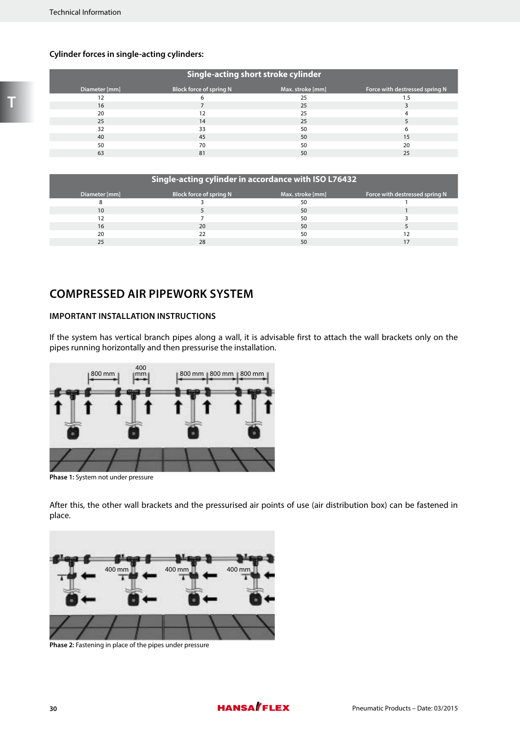**Cylinder forces in single-acting cylinders:**

| Single-acting short stroke cylinder | | | |
|---|---|---|---|
| Diameter [mm] | Block force of spring N | Max. stroke [mm] | Force with destressed spring N |
| 12 | 6 | 25 | 1.5 |
| 16 | 7 | 25 | 3 |
| 20 | 12 | 25 | 4 |
| 25 | 14 | 25 | 5 |
| 32 | 33 | 50 | 6 |
| 40 | 45 | 50 | 15 |
| 50 | 70 | 50 | 20 |
| 63 | 81 | 50 | 25 |

| Single-acting cylinder in accordance with ISO L76432 | | | |
|---|---|---|---|
| Diameter [mm] | Block force of spring N | Max. stroke [mm] | Force with destressed spring N |
| 8 | 3 | 50 | 1 |
| 10 | 5 | 50 | 1 |
| 12 | 7 | 50 | 3 |
| 16 | 20 | 50 | 5 |
| 20 | 22 | 50 | 12 |
| 25 | 28 | 50 | 17 |

# COMPRESSED AIR PIPEWORK SYSTEM

## IMPORTANT INSTALLATION INSTRUCTIONS

If the system has vertical branch pipes along a wall, it is advisable first to attach the wall brackets only on the pipes running horizontally and then pressurise the installation.

**Phase 1:** System not under pressure

After this, the other wall brackets and the pressurised air points of use (air distribution box) can be fastened in place.

**Phase 2:** Fastening in place of the pipes under pressure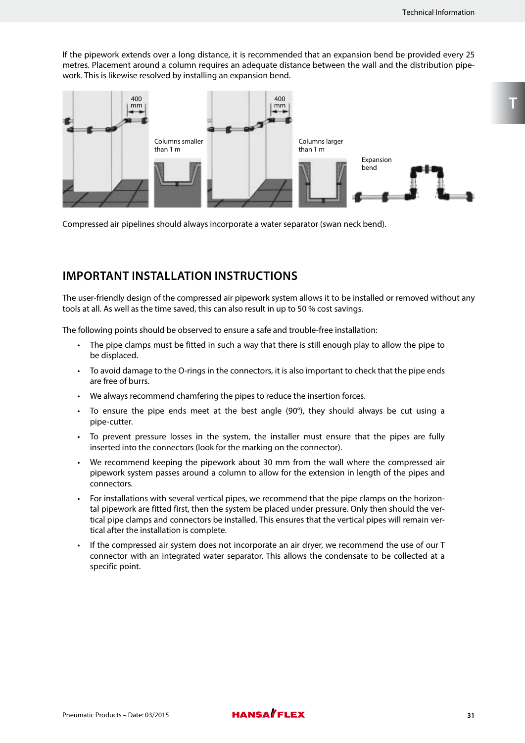If the pipework extends over a long distance, it is recommended that an expansion bend be provided every 25 metres. Placement around a column requires an adequate distance between the wall and the distribution pipework. This is likewise resolved by installing an expansion bend.

400 mm

Columns smaller than 1 m

400 mm

Columns larger than 1 m

Expansion bend

Compressed air pipelines should always incorporate a water separator (swan neck bend).

## IMPORTANT INSTALLATION INSTRUCTIONS

The user-friendly design of the compressed air pipework system allows it to be installed or removed without any tools at all. As well as the time saved, this can also result in up to 50 % cost savings.

The following points should be observed to ensure a safe and trouble-free installation:

- The pipe clamps must be fitted in such a way that there is still enough play to allow the pipe to be displaced.
- To avoid damage to the O-rings in the connectors, it is also important to check that the pipe ends are free of burrs.
- We always recommend chamfering the pipes to reduce the insertion forces.
- To ensure the pipe ends meet at the best angle (90°), they should always be cut using a pipe-cutter.
- To prevent pressure losses in the system, the installer must ensure that the pipes are fully inserted into the connectors (look for the marking on the connector).
- We recommend keeping the pipework about 30 mm from the wall where the compressed air pipework system passes around a column to allow for the extension in length of the pipes and connectors.
- For installations with several vertical pipes, we recommend that the pipe clamps on the horizontal pipework are fitted first, then the system be placed under pressure. Only then should the vertical pipe clamps and connectors be installed. This ensures that the vertical pipes will remain vertical after the installation is complete.
- If the compressed air system does not incorporate an air dryer, we recommend the use of our T connector with an integrated water separator. This allows the condensate to be collected at a specific point.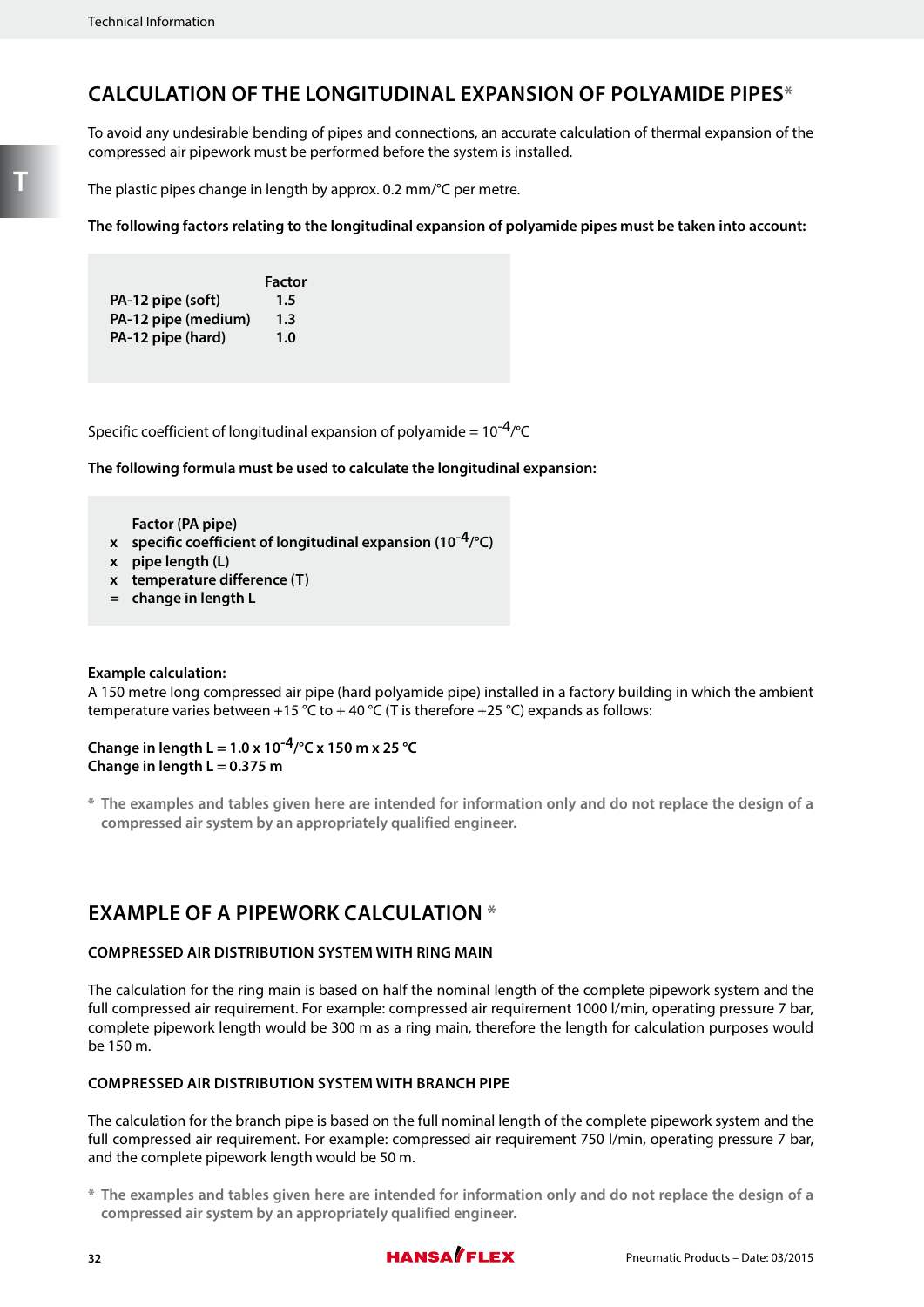## CALCULATION OF THE LONGITUDINAL EXPANSION OF POLYAMIDE PIPES*

To avoid any undesirable bending of pipes and connections, an accurate calculation of thermal expansion of the compressed air pipework must be performed before the system is installed.

The plastic pipes change in length by approx. 0.2 mm/°C per metre.

**The following factors relating to the longitudinal expansion of polyamide pipes must be taken into account:**

| | Factor |
|---|---|
| **PA-12 pipe (soft)** | **1.5** |
| **PA-12 pipe (medium)** | **1.3** |
| **PA-12 pipe (hard)** | **1.0** |

Specific coefficient of longitudinal expansion of polyamide = $10^{-4}$/°C

**The following formula must be used to calculate the longitudinal expansion:**

**Factor (PA pipe)**
**x specific coefficient of longitudinal expansion ($10^{-4}$/°C)**
**x pipe length (L)**
**x temperature difference (T)**
**= change in length L**

**Example calculation:**
A 150 metre long compressed air pipe (hard polyamide pipe) installed in a factory building in which the ambient temperature varies between +15 °C to + 40 °C (T is therefore +25 °C) expands as follows:

**Change in length L = 1.0 x $10^{-4}$/°C x 150 m x 25 °C**
**Change in length L = 0.375 m**

**\* The examples and tables given here are intended for information only and do not replace the design of a compressed air system by an appropriately qualified engineer.**

## EXAMPLE OF A PIPEWORK CALCULATION *

### COMPRESSED AIR DISTRIBUTION SYSTEM WITH RING MAIN

The calculation for the ring main is based on half the nominal length of the complete pipework system and the full compressed air requirement. For example: compressed air requirement 1000 l/min, operating pressure 7 bar, complete pipework length would be 300 m as a ring main, therefore the length for calculation purposes would be 150 m.

### COMPRESSED AIR DISTRIBUTION SYSTEM WITH BRANCH PIPE

The calculation for the branch pipe is based on the full nominal length of the complete pipework system and the full compressed air requirement. For example: compressed air requirement 750 l/min, operating pressure 7 bar, and the complete pipework length would be 50 m.

**\* The examples and tables given here are intended for information only and do not replace the design of a compressed air system by an appropriately qualified engineer.**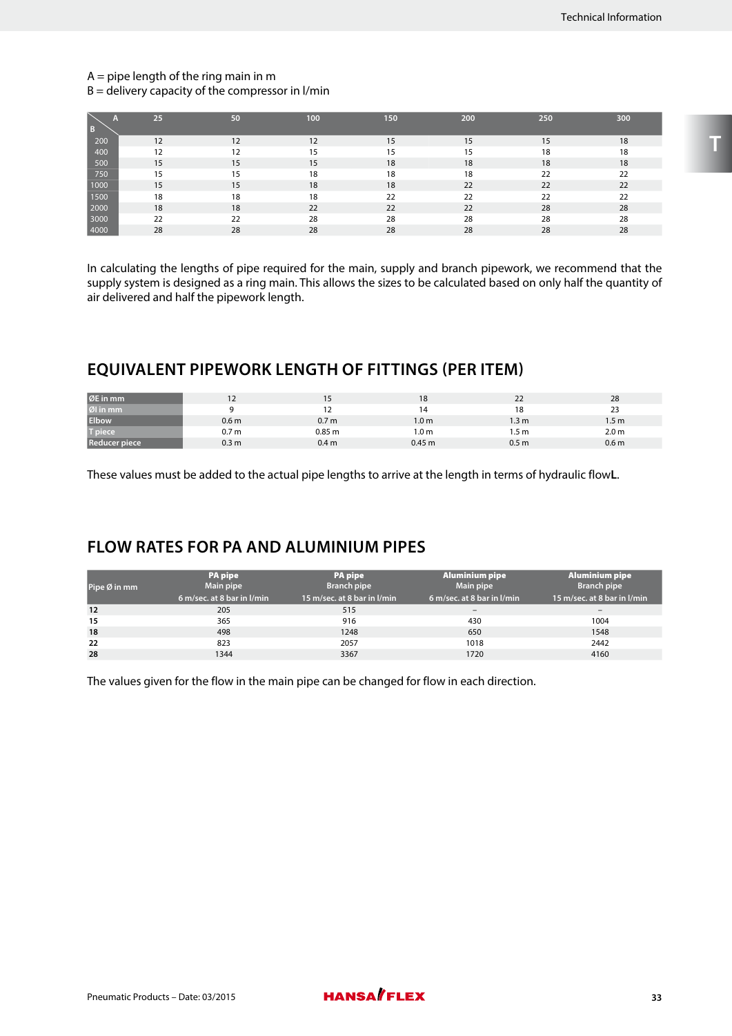A = pipe length of the ring main in m
B = delivery capacity of the compressor in l/min

| B \ A | 25 | 50 | 100 | 150 | 200 | 250 | 300 |
|---|---|---|---|---|---|---|---|
| 200 | 12 | 12 | 12 | 15 | 15 | 15 | 18 |
| 400 | 12 | 12 | 15 | 15 | 15 | 18 | 18 |
| 500 | 15 | 15 | 15 | 18 | 18 | 18 | 18 |
| 750 | 15 | 15 | 18 | 18 | 18 | 22 | 22 |
| 1000 | 15 | 15 | 18 | 18 | 22 | 22 | 22 |
| 1500 | 18 | 18 | 18 | 22 | 22 | 22 | 22 |
| 2000 | 18 | 18 | 22 | 22 | 22 | 28 | 28 |
| 3000 | 22 | 22 | 28 | 28 | 28 | 28 | 28 |
| 4000 | 28 | 28 | 28 | 28 | 28 | 28 | 28 |

In calculating the lengths of pipe required for the main, supply and branch pipework, we recommend that the supply system is designed as a ring main. This allows the sizes to be calculated based on only half the quantity of air delivered and half the pipework length.

## EQUIVALENT PIPEWORK LENGTH OF FITTINGS (PER ITEM)

| ØE in mm | 12 | 15 | 18 | 22 | 28 |
|---|---|---|---|---|---|
| ØI in mm | 9 | 12 | 14 | 18 | 23 |
| Elbow | 0.6 m | 0.7 m | 1.0 m | 1.3 m | 1.5 m |
| T piece | 0.7 m | 0.85 m | 1.0 m | 1.5 m | 2.0 m |
| Reducer piece | 0.3 m | 0.4 m | 0.45 m | 0.5 m | 0.6 m |

These values must be added to the actual pipe lengths to arrive at the length in terms of hydraulic flow**L**.

## FLOW RATES FOR PA AND ALUMINIUM PIPES

| Pipe Ø in mm | PA pipe Main pipe 6 m/sec. at 8 bar in l/min | PA pipe Branch pipe 15 m/sec. at 8 bar in l/min | Aluminium pipe Main pipe 6 m/sec. at 8 bar in l/min | Aluminium pipe Branch pipe 15 m/sec. at 8 bar in l/min |
|---|---|---|---|---|
| **12** | 205 | 515 | – | – |
| **15** | 365 | 916 | 430 | 1004 |
| **18** | 498 | 1248 | 650 | 1548 |
| **22** | 823 | 2057 | 1018 | 2442 |
| **28** | 1344 | 3367 | 1720 | 4160 |

The values given for the flow in the main pipe can be changed for flow in each direction.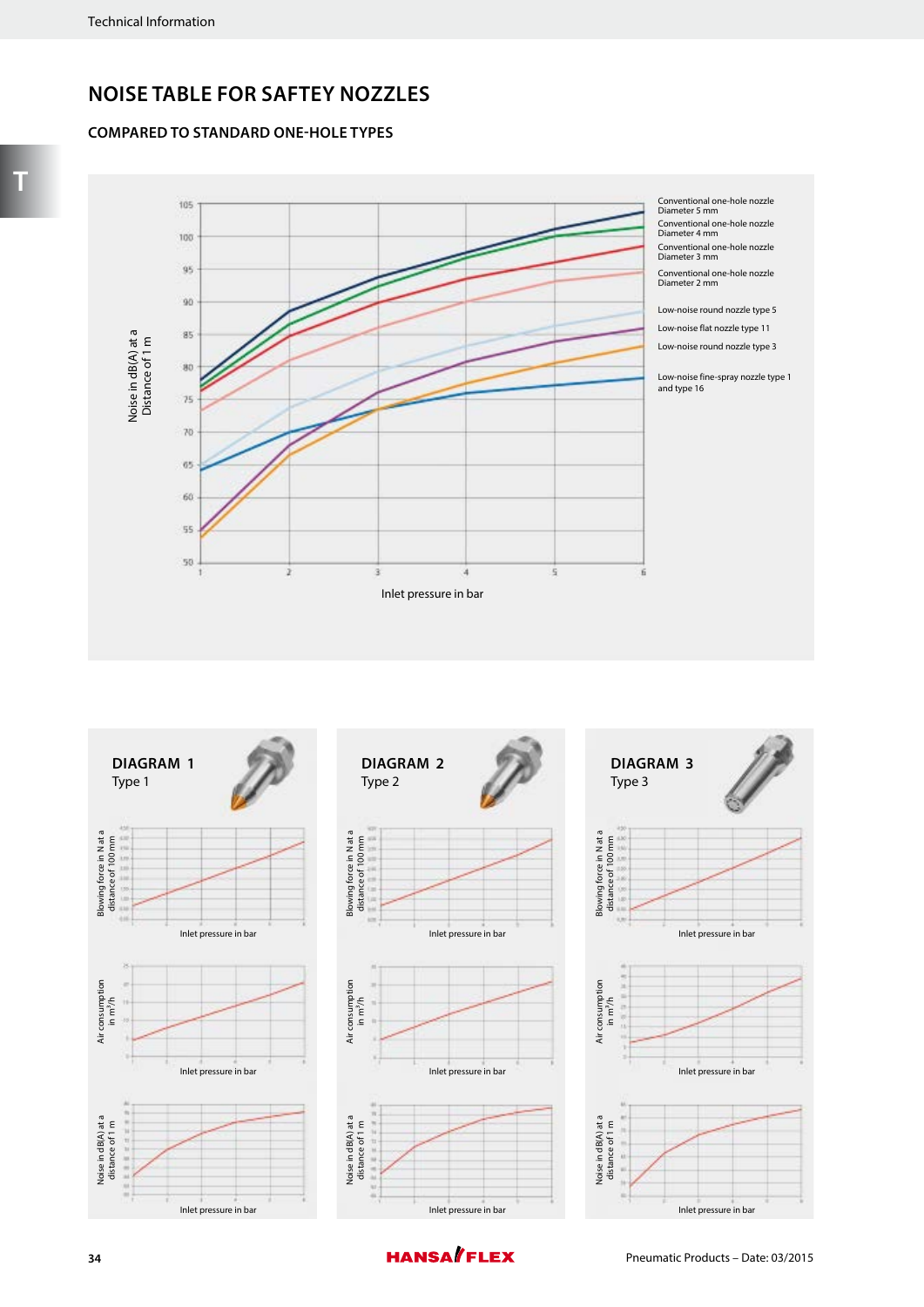# NOISE TABLE FOR SAFTEY NOZZLES

## COMPARED TO STANDARD ONE-HOLE TYPES

Noise in dB(A) at a Distance of 1 m

105
100
95
90
85
80
75
70
65
60
55
50

1 2 3 4 5 6

Inlet pressure in bar

- Conventional one-hole nozzle Diameter 5 mm
- Conventional one-hole nozzle Diameter 4 mm
- Conventional one-hole nozzle Diameter 3 mm
- Conventional one-hole nozzle Diameter 2 mm
- Low-noise round nozzle type 5
- Low-noise flat nozzle type 11
- Low-noise round nozzle type 3
- Low-noise fine-spray nozzle type 1 and type 16

### DIAGRAM 1

Type 1

Blowing force in N at a distance of 100 mm

Inlet pressure in bar

Air consumption in m³/h

Inlet pressure in bar

Noise in dB(A) at a distance of 1 m

Inlet pressure in bar

### DIAGRAM 2

Type 2

Blowing force in N at a distance of 100 mm

Inlet pressure in bar

Air consumption in m³/h

Inlet pressure in bar

Noise in dB(A) at a distance of 1 m

Inlet pressure in bar

### DIAGRAM 3

Type 3

Blowing force in N at a distance of 100 mm

Inlet pressure in bar

Air consumption in m³/h

Inlet pressure in bar

Noise in dB(A) at a distance of 1 m

Inlet pressure in bar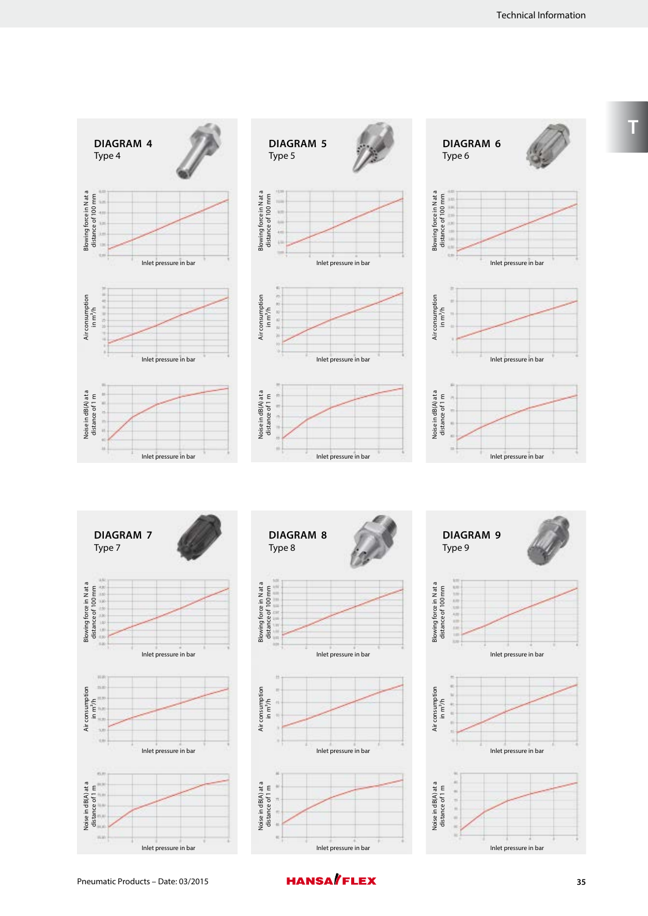## DIAGRAM 4

Type 4

Blowing force in N at a distance of 100 mm

Inlet pressure in bar

Air consumption in m³/h

Inlet pressure in bar

Noise in dB(A) at a distance of 1 m

Inlet pressure in bar

## DIAGRAM 5

Type 5

Blowing force in N at a distance of 100 mm

Inlet pressure in bar

Air consumption in m³/h

Inlet pressure in bar

Noise in dB(A) at a distance of 1 m

Inlet pressure in bar

## DIAGRAM 6

Type 6

Blowing force in N at a distance of 100 mm

Inlet pressure in bar

Air consumption in m³/h

Inlet pressure in bar

Noise in dB(A) at a distance of 1 m

Inlet pressure in bar

## DIAGRAM 7

Type 7

Blowing force in N at a distance of 100 mm

Inlet pressure in bar

Air consumption in m³/h

Inlet pressure in bar

Noise in dB(A) at a distance of 1 m

Inlet pressure in bar

## DIAGRAM 8

Type 8

Blowing force in N at a distance of 100 mm

Inlet pressure in bar

Air consumption in m³/h

Inlet pressure in bar

Noise in dB(A) at a distance of 1 m

Inlet pressure in bar

## DIAGRAM 9

Type 9

Blowing force in N at a distance of 100 mm

Inlet pressure in bar

Air consumption in m³/h

Inlet pressure in bar

Noise in dB(A) at a distance of 1 m

Inlet pressure in bar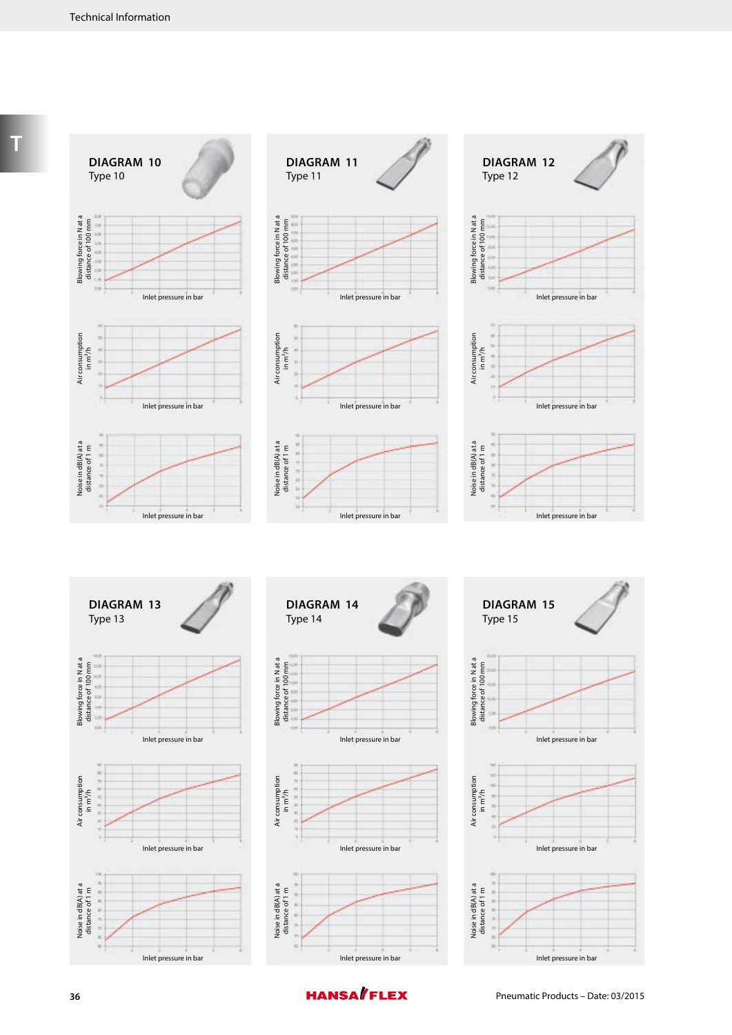## DIAGRAM 10
Type 10

Blowing force in N at a distance of 100 mm

Inlet pressure in bar

Air consumption in m³/h

Inlet pressure in bar

Noise in dB(A) at a distance of 1 m

Inlet pressure in bar

## DIAGRAM 11
Type 11

Blowing force in N at a distance of 100 mm

Inlet pressure in bar

Air consumption in m³/h

Inlet pressure in bar

Noise in dB(A) at a distance of 1 m

Inlet pressure in bar

## DIAGRAM 12
Type 12

Blowing force in N at a distance of 100 mm

Inlet pressure in bar

Air consumption in m³/h

Inlet pressure in bar

Noise in dB(A) at a distance of 1 m

Inlet pressure in bar

## DIAGRAM 13
Type 13

Blowing force in N at a distance of 100 mm

Inlet pressure in bar

Air consumption in m³/h

Inlet pressure in bar

Noise in dB(A) at a distance of 1 m

Inlet pressure in bar

## DIAGRAM 14
Type 14

Blowing force in N at a distance of 100 mm

Inlet pressure in bar

Air consumption in m³/h

Inlet pressure in bar

Noise in dB(A) at a distance of 1 m

Inlet pressure in bar

## DIAGRAM 15
Type 15

Blowing force in N at a distance of 100 mm

Inlet pressure in bar

Air consumption in m³/h

Inlet pressure in bar

Noise in dB(A) at a distance of 1 m

Inlet pressure in bar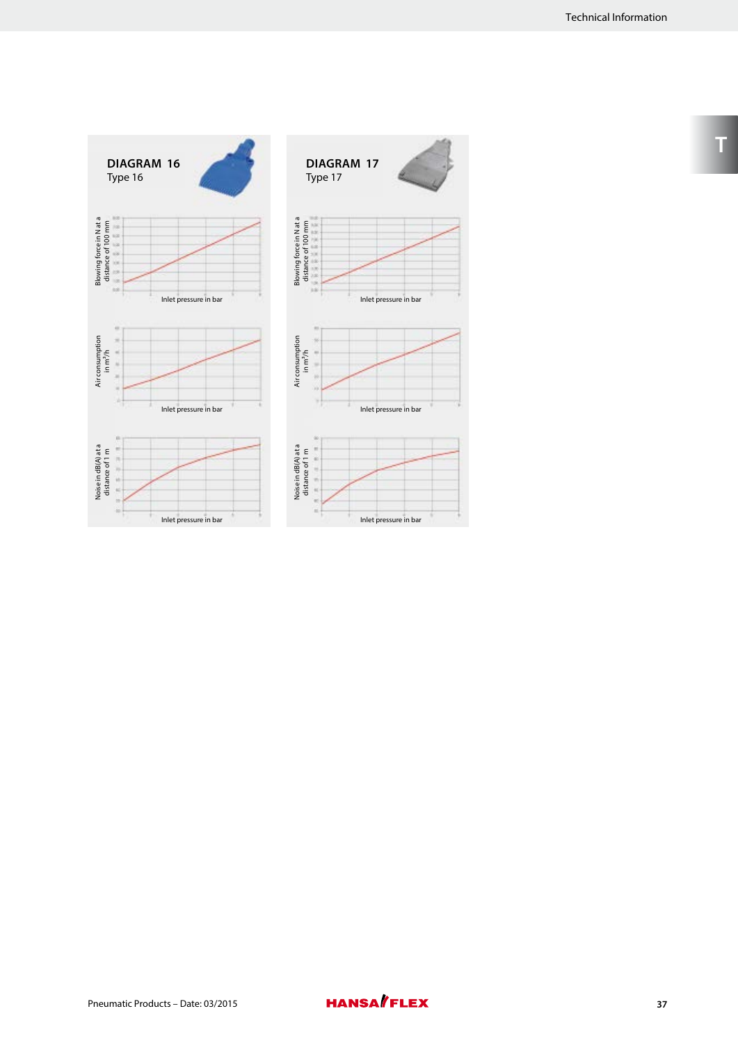## DIAGRAM 16

Type 16

Blowing force in N at a distance of 100 mm

Inlet pressure in bar

Air consumption in m³/h

Inlet pressure in bar

Noise in dB(A) at a distance of 1 m

Inlet pressure in bar

## DIAGRAM 17

Type 17

Blowing force in N at a distance of 100 mm

Inlet pressure in bar

Air consumption in m³/h

Inlet pressure in bar

Noise in dB(A) at a distance of 1 m

Inlet pressure in bar